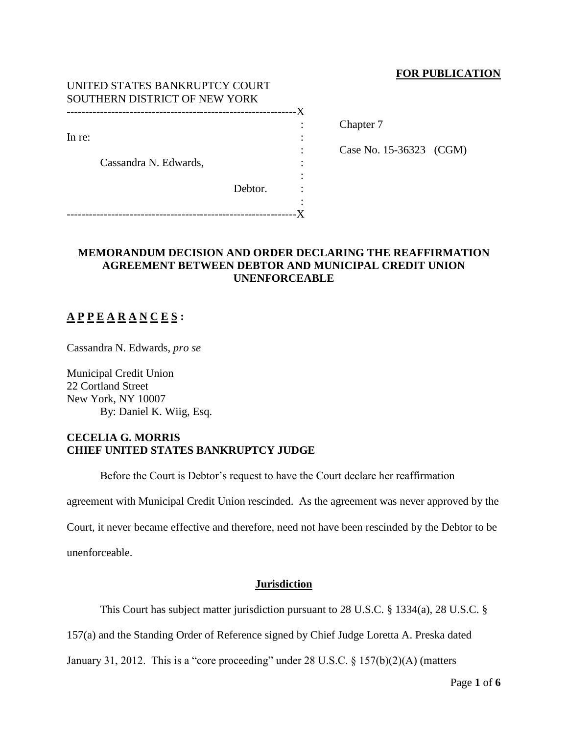**FOR PUBLICATION**

UNITED STATES BANKRUPTCY COURT
SOUTHERN DISTRICT OF NEW YORK

```
--------------------------------------------------------------X
                                                    :
In re:                                              :      Chapter 7
                                                    :
     Cassandra N. Edwards,                          :      Case No. 15-36323   (CGM)
                                                    :
                                   Debtor.          :
                                                    :
--------------------------------------------------------------X
```

**MEMORANDUM DECISION AND ORDER DECLARING THE REAFFIRMATION AGREEMENT BETWEEN DEBTOR AND MUNICIPAL CREDIT UNION UNENFORCEABLE**

**A P P E A R A N C E S :**

Cassandra N. Edwards, *pro se*

Municipal Credit Union
22 Cortland Street
New York, NY 10007
By: Daniel K. Wiig, Esq.

**CECELIA G. MORRIS**
**CHIEF UNITED STATES BANKRUPTCY JUDGE**

Before the Court is Debtor's request to have the Court declare her reaffirmation agreement with Municipal Credit Union rescinded. As the agreement was never approved by the Court, it never became effective and therefore, need not have been rescinded by the Debtor to be unenforceable.

**Jurisdiction**

This Court has subject matter jurisdiction pursuant to 28 U.S.C. § 1334(a), 28 U.S.C. § 157(a) and the Standing Order of Reference signed by Chief Judge Loretta A. Preska dated January 31, 2012. This is a "core proceeding" under 28 U.S.C. § 157(b)(2)(A) (matters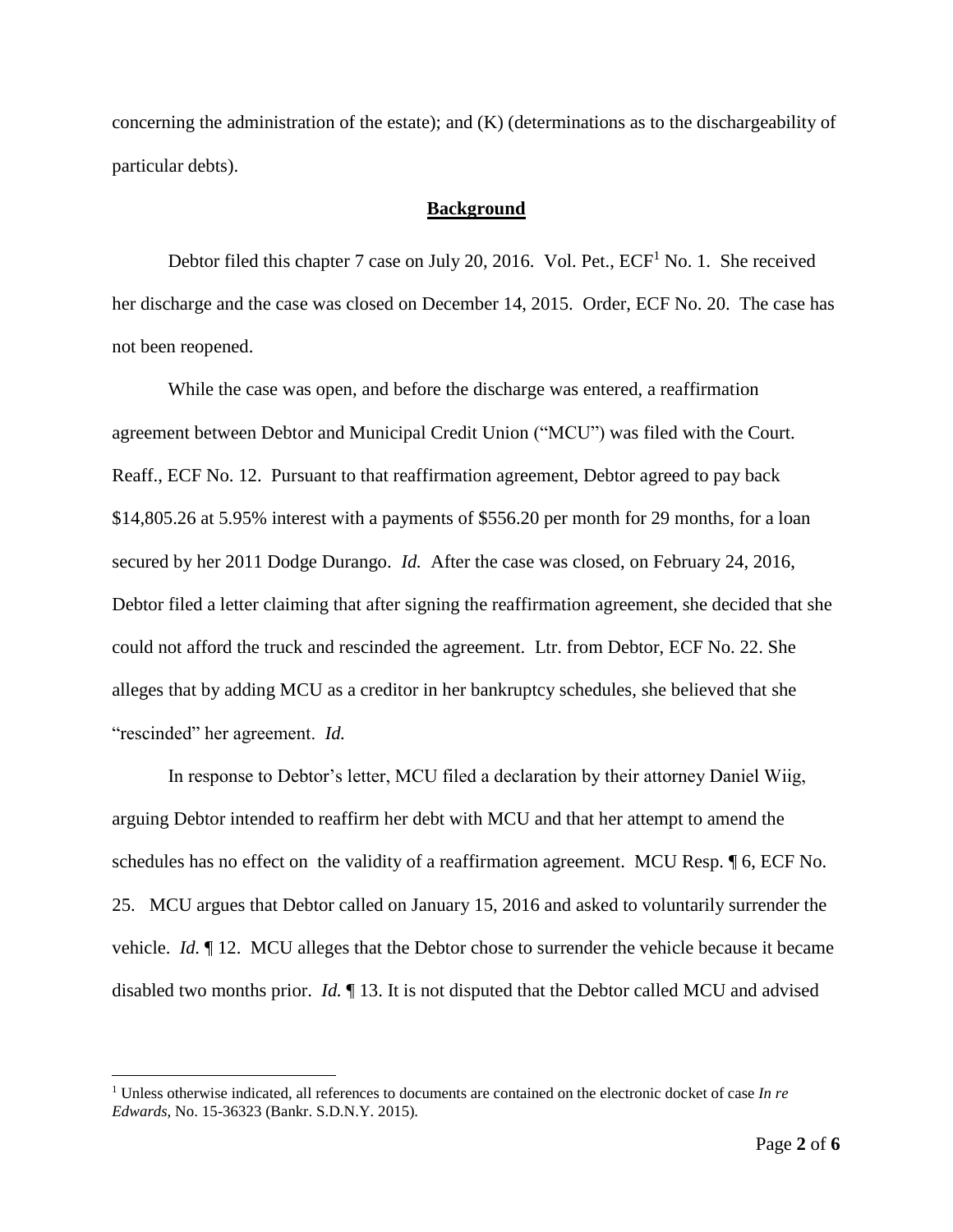concerning the administration of the estate); and (K) (determinations as to the dischargeability of particular debts).

**Background**

Debtor filed this chapter 7 case on July 20, 2016. Vol. Pet., ECF[1] No. 1. She received her discharge and the case was closed on December 14, 2015. Order, ECF No. 20. The case has not been reopened.

While the case was open, and before the discharge was entered, a reaffirmation agreement between Debtor and Municipal Credit Union ("MCU") was filed with the Court. Reaff., ECF No. 12. Pursuant to that reaffirmation agreement, Debtor agreed to pay back $14,805.26 at 5.95% interest with a payments of $556.20 per month for 29 months, for a loan secured by her 2011 Dodge Durango. *Id.* After the case was closed, on February 24, 2016, Debtor filed a letter claiming that after signing the reaffirmation agreement, she decided that she could not afford the truck and rescinded the agreement. Ltr. from Debtor, ECF No. 22. She alleges that by adding MCU as a creditor in her bankruptcy schedules, she believed that she "rescinded" her agreement. *Id.*

In response to Debtor's letter, MCU filed a declaration by their attorney Daniel Wiig, arguing Debtor intended to reaffirm her debt with MCU and that her attempt to amend the schedules has no effect on the validity of a reaffirmation agreement. MCU Resp. ¶ 6, ECF No. 25. MCU argues that Debtor called on January 15, 2016 and asked to voluntarily surrender the vehicle. *Id.* ¶ 12. MCU alleges that the Debtor chose to surrender the vehicle because it became disabled two months prior. *Id.* ¶ 13. It is not disputed that the Debtor called MCU and advised

[1] Unless otherwise indicated, all references to documents are contained on the electronic docket of case *In re Edwards*, No. 15-36323 (Bankr. S.D.N.Y. 2015).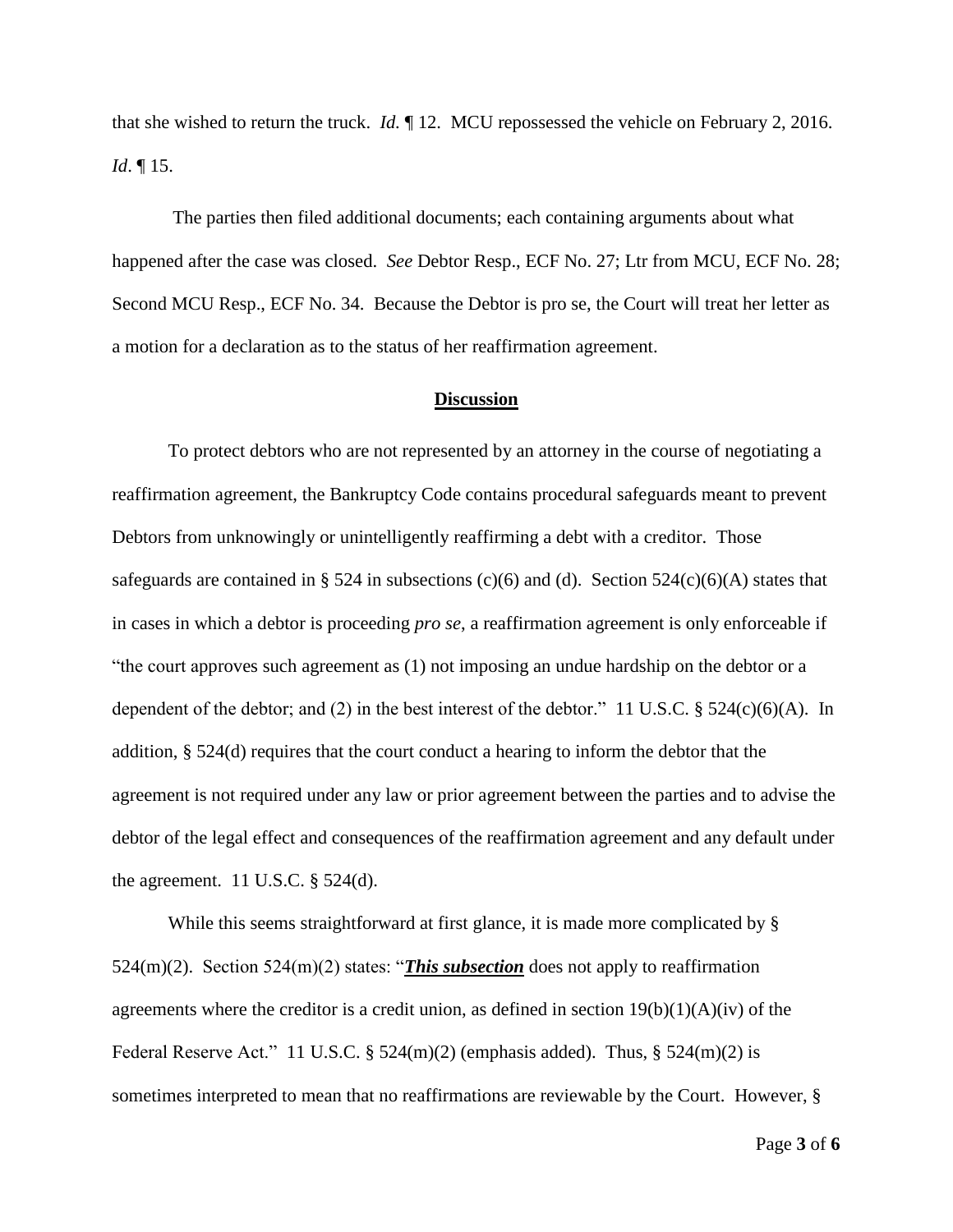that she wished to return the truck. *Id.* ¶ 12. MCU repossessed the vehicle on February 2, 2016. *Id*. ¶ 15.

The parties then filed additional documents; each containing arguments about what happened after the case was closed. *See* Debtor Resp., ECF No. 27; Ltr from MCU, ECF No. 28; Second MCU Resp., ECF No. 34. Because the Debtor is pro se, the Court will treat her letter as a motion for a declaration as to the status of her reaffirmation agreement.

## **Discussion**

To protect debtors who are not represented by an attorney in the course of negotiating a reaffirmation agreement, the Bankruptcy Code contains procedural safeguards meant to prevent Debtors from unknowingly or unintelligently reaffirming a debt with a creditor. Those safeguards are contained in § 524 in subsections (c)(6) and (d). Section 524(c)(6)(A) states that in cases in which a debtor is proceeding *pro se*, a reaffirmation agreement is only enforceable if "the court approves such agreement as (1) not imposing an undue hardship on the debtor or a dependent of the debtor; and (2) in the best interest of the debtor." 11 U.S.C. § 524(c)(6)(A). In addition, § 524(d) requires that the court conduct a hearing to inform the debtor that the agreement is not required under any law or prior agreement between the parties and to advise the debtor of the legal effect and consequences of the reaffirmation agreement and any default under the agreement. 11 U.S.C. § 524(d).

While this seems straightforward at first glance, it is made more complicated by § 524(m)(2). Section 524(m)(2) states: "***<u>This subsection</u>*** does not apply to reaffirmation agreements where the creditor is a credit union, as defined in section 19(b)(1)(A)(iv) of the Federal Reserve Act." 11 U.S.C. § 524(m)(2) (emphasis added). Thus, § 524(m)(2) is sometimes interpreted to mean that no reaffirmations are reviewable by the Court. However, §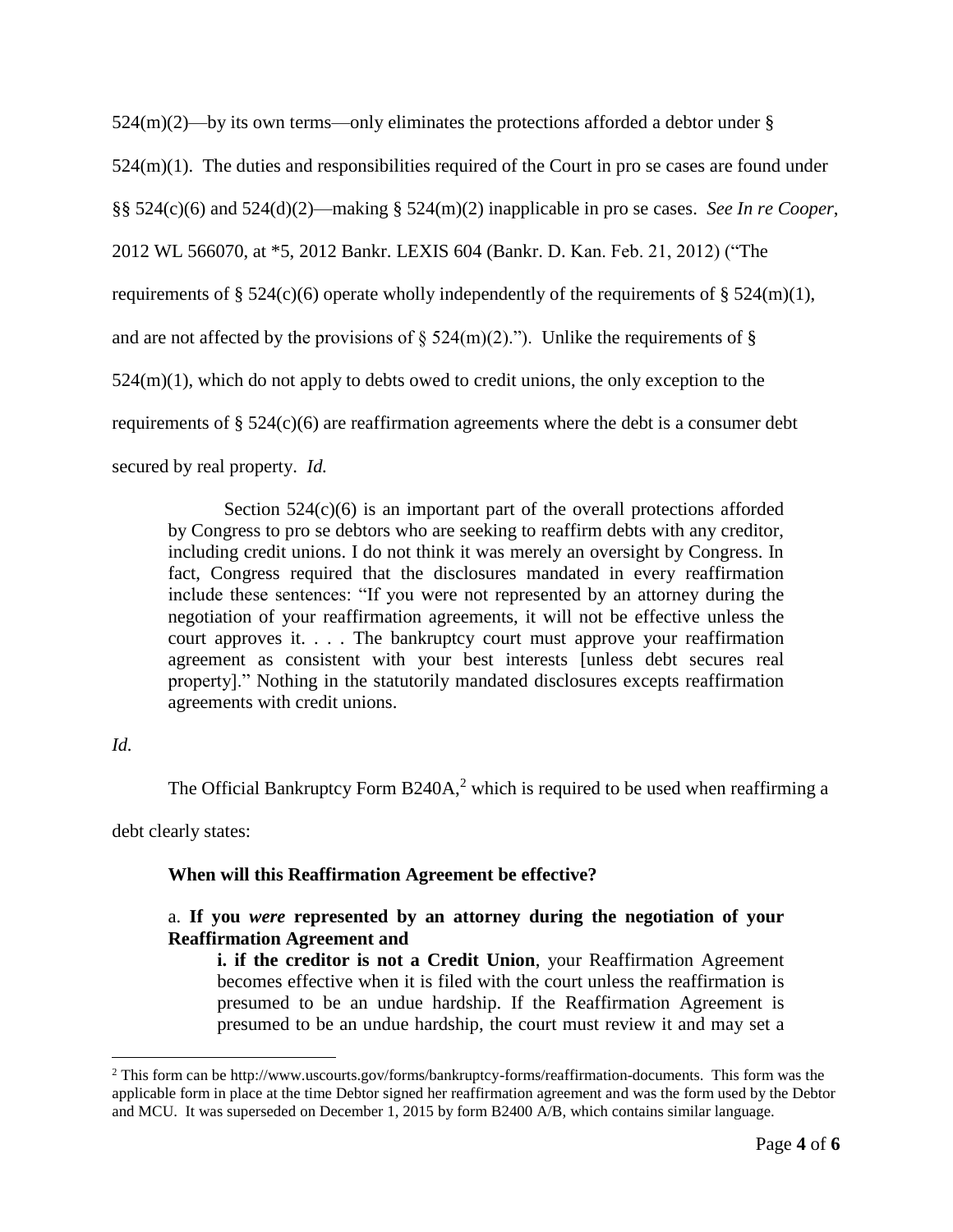524(m)(2)—by its own terms—only eliminates the protections afforded a debtor under § 524(m)(1). The duties and responsibilities required of the Court in pro se cases are found under §§ 524(c)(6) and 524(d)(2)—making § 524(m)(2) inapplicable in pro se cases. *See In re Cooper*, 2012 WL 566070, at *5, 2012 Bankr. LEXIS 604 (Bankr. D. Kan. Feb. 21, 2012) ("The requirements of § 524(c)(6) operate wholly independently of the requirements of § 524(m)(1), and are not affected by the provisions of § 524(m)(2)."). Unlike the requirements of § 524(m)(1), which do not apply to debts owed to credit unions, the only exception to the requirements of § 524(c)(6) are reaffirmation agreements where the debt is a consumer debt secured by real property. *Id.*

> Section 524(c)(6) is an important part of the overall protections afforded by Congress to pro se debtors who are seeking to reaffirm debts with any creditor, including credit unions. I do not think it was merely an oversight by Congress. In fact, Congress required that the disclosures mandated in every reaffirmation include these sentences: "If you were not represented by an attorney during the negotiation of your reaffirmation agreements, it will not be effective unless the court approves it. . . . The bankruptcy court must approve your reaffirmation agreement as consistent with your best interests [unless debt secures real property]." Nothing in the statutorily mandated disclosures excepts reaffirmation agreements with credit unions.

*Id.*

The Official Bankruptcy Form B240A,[2] which is required to be used when reaffirming a debt clearly states:

> **When will this Reaffirmation Agreement be effective?**
>
> a. **If you *were* represented by an attorney during the negotiation of your Reaffirmation Agreement and**
>
> > **i. if the creditor is not a Credit Union**, your Reaffirmation Agreement becomes effective when it is filed with the court unless the reaffirmation is presumed to be an undue hardship. If the Reaffirmation Agreement is presumed to be an undue hardship, the court must review it and may set a

[2] This form can be http://www.uscourts.gov/forms/bankruptcy-forms/reaffirmation-documents. This form was the applicable form in place at the time Debtor signed her reaffirmation agreement and was the form used by the Debtor and MCU. It was superseded on December 1, 2015 by form B2400 A/B, which contains similar language.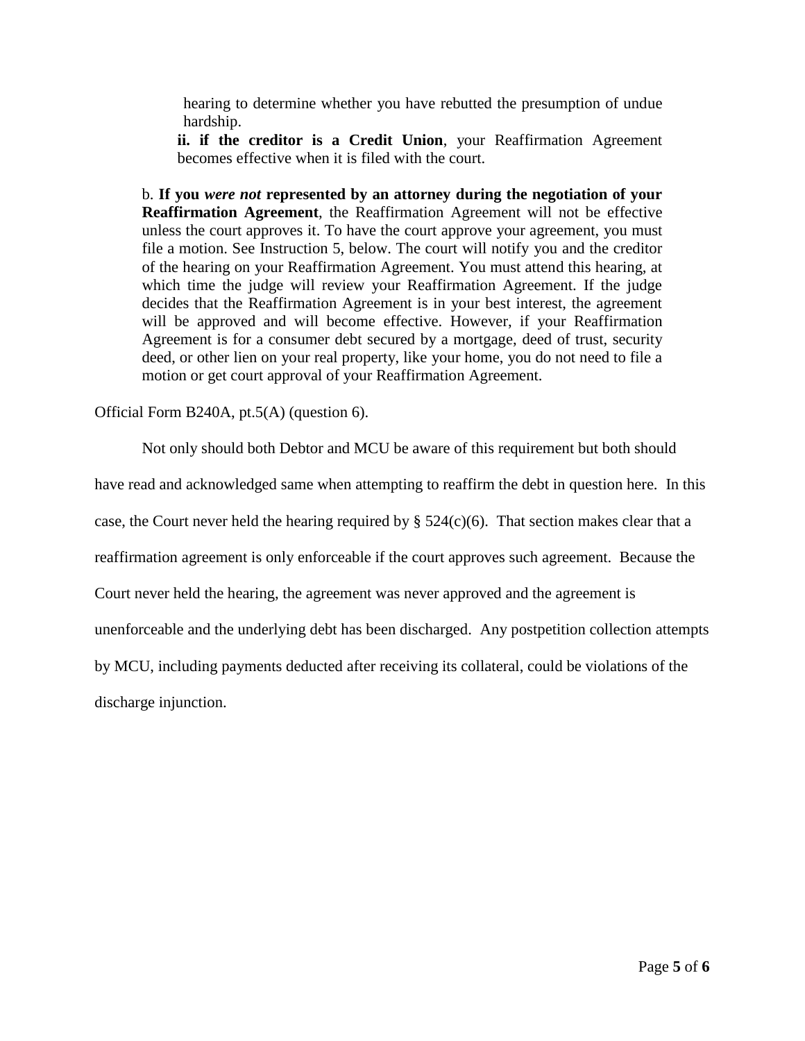> hearing to determine whether you have rebutted the presumption of undue hardship.
>
> **ii. if the creditor is a Credit Union**, your Reaffirmation Agreement becomes effective when it is filed with the court.
>
> b. **If you *were not* represented by an attorney during the negotiation of your Reaffirmation Agreement**, the Reaffirmation Agreement will not be effective unless the court approves it. To have the court approve your agreement, you must file a motion. See Instruction 5, below. The court will notify you and the creditor of the hearing on your Reaffirmation Agreement. You must attend this hearing, at which time the judge will review your Reaffirmation Agreement. If the judge decides that the Reaffirmation Agreement is in your best interest, the agreement will be approved and will become effective. However, if your Reaffirmation Agreement is for a consumer debt secured by a mortgage, deed of trust, security deed, or other lien on your real property, like your home, you do not need to file a motion or get court approval of your Reaffirmation Agreement.

Official Form B240A, pt.5(A) (question 6).

Not only should both Debtor and MCU be aware of this requirement but both should have read and acknowledged same when attempting to reaffirm the debt in question here. In this case, the Court never held the hearing required by § 524(c)(6). That section makes clear that a reaffirmation agreement is only enforceable if the court approves such agreement. Because the Court never held the hearing, the agreement was never approved and the agreement is unenforceable and the underlying debt has been discharged. Any postpetition collection attempts by MCU, including payments deducted after receiving its collateral, could be violations of the discharge injunction.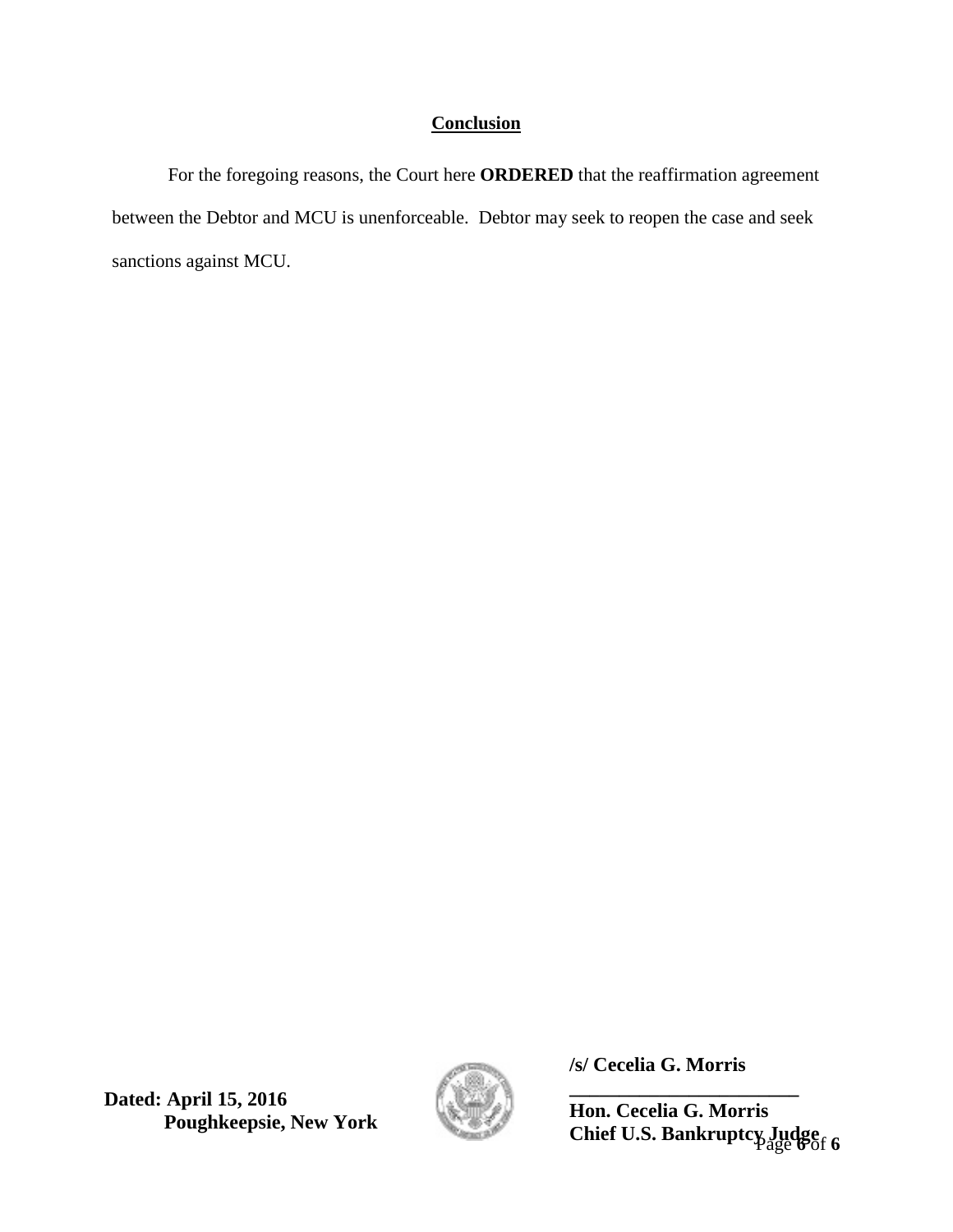## Conclusion

For the foregoing reasons, the Court here **ORDERED** that the reaffirmation agreement between the Debtor and MCU is unenforceable. Debtor may seek to reopen the case and seek sanctions against MCU.

**Dated: April 15, 2016**
**Poughkeepsie, New York**

**/s/ Cecelia G. Morris**
**_______________________**
**Hon. Cecelia G. Morris**
**Chief U.S. Bankruptcy Judge**